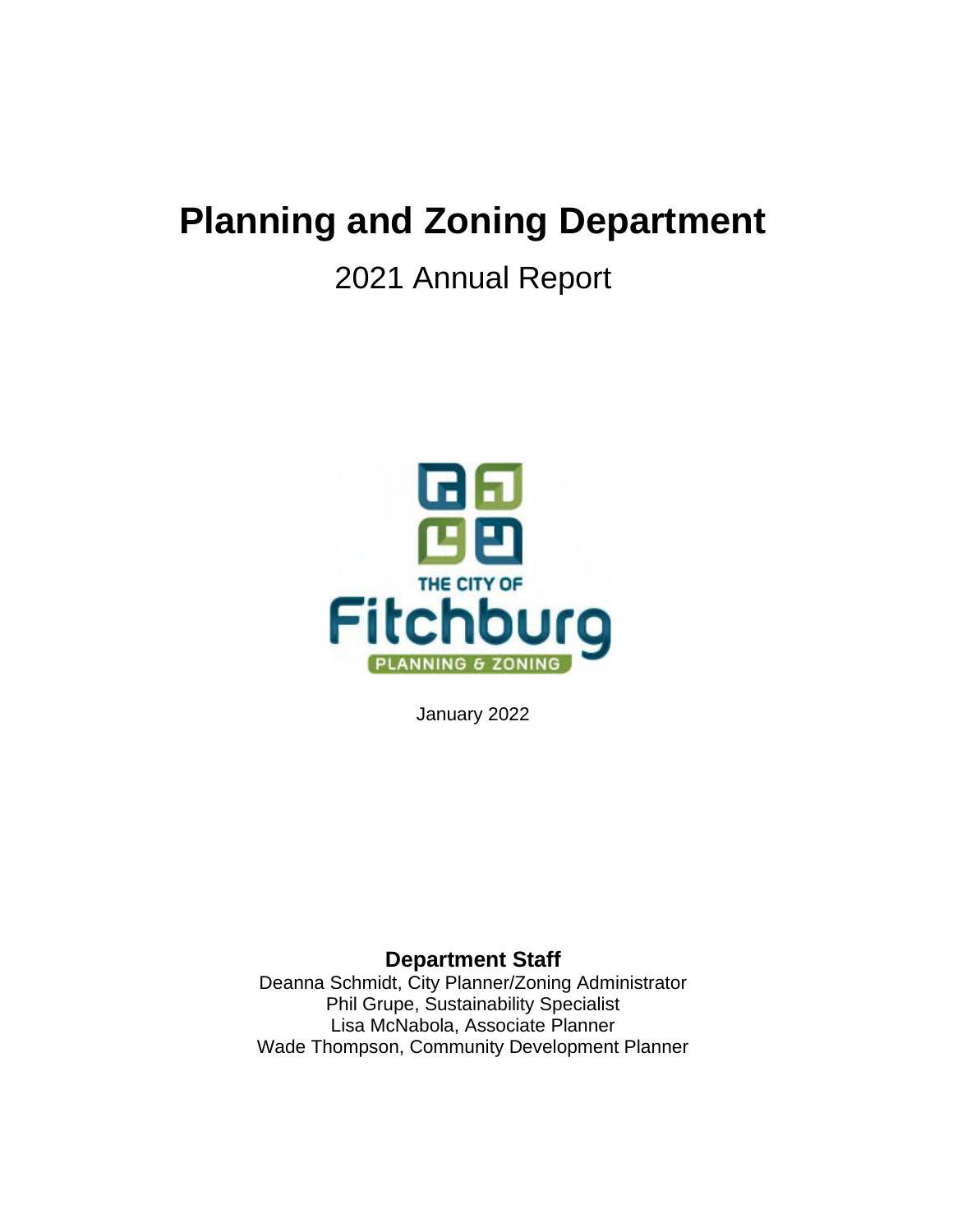# Planning and Zoning Department

## 2021 Annual Report

January 2022

**Department Staff**

Deanna Schmidt, City Planner/Zoning Administrator
Phil Grupe, Sustainability Specialist
Lisa McNabola, Associate Planner
Wade Thompson, Community Development Planner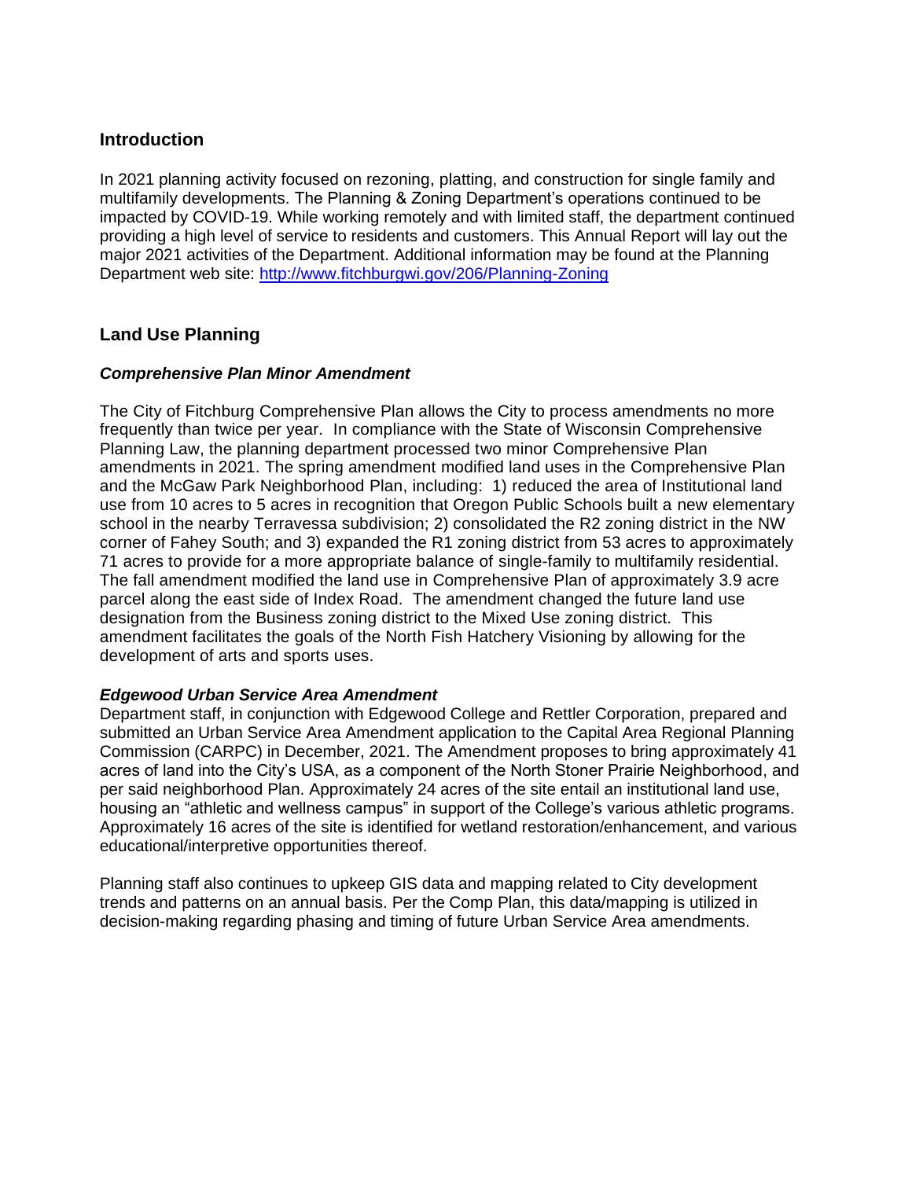## Introduction

In 2021 planning activity focused on rezoning, platting, and construction for single family and multifamily developments. The Planning & Zoning Department's operations continued to be impacted by COVID-19. While working remotely and with limited staff, the department continued providing a high level of service to residents and customers. This Annual Report will lay out the major 2021 activities of the Department. Additional information may be found at the Planning Department web site: http://www.fitchburgwi.gov/206/Planning-Zoning

## Land Use Planning

### *Comprehensive Plan Minor Amendment*

The City of Fitchburg Comprehensive Plan allows the City to process amendments no more frequently than twice per year. In compliance with the State of Wisconsin Comprehensive Planning Law, the planning department processed two minor Comprehensive Plan amendments in 2021. The spring amendment modified land uses in the Comprehensive Plan and the McGaw Park Neighborhood Plan, including: 1) reduced the area of Institutional land use from 10 acres to 5 acres in recognition that Oregon Public Schools built a new elementary school in the nearby Terravessa subdivision; 2) consolidated the R2 zoning district in the NW corner of Fahey South; and 3) expanded the R1 zoning district from 53 acres to approximately 71 acres to provide for a more appropriate balance of single-family to multifamily residential. The fall amendment modified the land use in Comprehensive Plan of approximately 3.9 acre parcel along the east side of Index Road. The amendment changed the future land use designation from the Business zoning district to the Mixed Use zoning district. This amendment facilitates the goals of the North Fish Hatchery Visioning by allowing for the development of arts and sports uses.

### *Edgewood Urban Service Area Amendment*

Department staff, in conjunction with Edgewood College and Rettler Corporation, prepared and submitted an Urban Service Area Amendment application to the Capital Area Regional Planning Commission (CARPC) in December, 2021. The Amendment proposes to bring approximately 41 acres of land into the City's USA, as a component of the North Stoner Prairie Neighborhood, and per said neighborhood Plan. Approximately 24 acres of the site entail an institutional land use, housing an "athletic and wellness campus" in support of the College's various athletic programs. Approximately 16 acres of the site is identified for wetland restoration/enhancement, and various educational/interpretive opportunities thereof.

Planning staff also continues to upkeep GIS data and mapping related to City development trends and patterns on an annual basis. Per the Comp Plan, this data/mapping is utilized in decision-making regarding phasing and timing of future Urban Service Area amendments.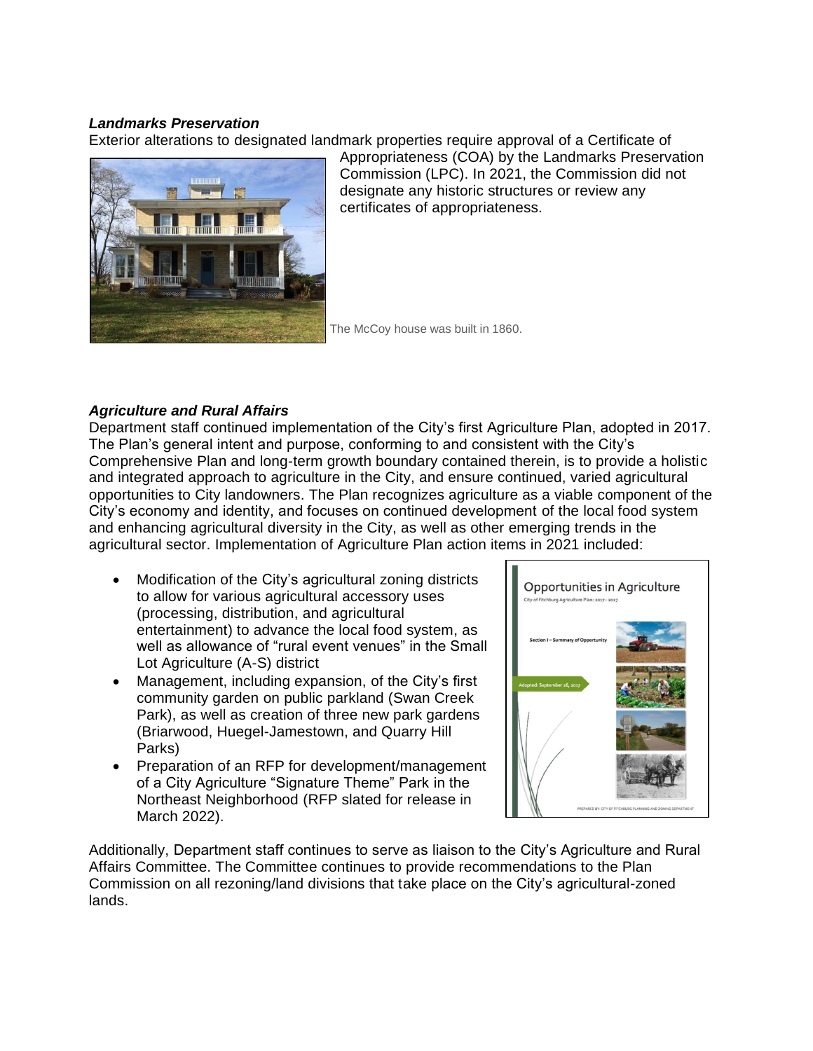***Landmarks Preservation***

Exterior alterations to designated landmark properties require approval of a Certificate of Appropriateness (COA) by the Landmarks Preservation Commission (LPC). In 2021, the Commission did not designate any historic structures or review any certificates of appropriateness.

The McCoy house was built in 1860.

***Agriculture and Rural Affairs***

Department staff continued implementation of the City's first Agriculture Plan, adopted in 2017. The Plan's general intent and purpose, conforming to and consistent with the City's Comprehensive Plan and long-term growth boundary contained therein, is to provide a holistic and integrated approach to agriculture in the City, and ensure continued, varied agricultural opportunities to City landowners. The Plan recognizes agriculture as a viable component of the City's economy and identity, and focuses on continued development of the local food system and enhancing agricultural diversity in the City, as well as other emerging trends in the agricultural sector. Implementation of Agriculture Plan action items in 2021 included:

- Modification of the City's agricultural zoning districts to allow for various agricultural accessory uses (processing, distribution, and agricultural entertainment) to advance the local food system, as well as allowance of "rural event venues" in the Small Lot Agriculture (A-S) district
- Management, including expansion, of the City's first community garden on public parkland (Swan Creek Park), as well as creation of three new park gardens (Briarwood, Huegel-Jamestown, and Quarry Hill Parks)
- Preparation of an RFP for development/management of a City Agriculture "Signature Theme" Park in the Northeast Neighborhood (RFP slated for release in March 2022).

Additionally, Department staff continues to serve as liaison to the City's Agriculture and Rural Affairs Committee. The Committee continues to provide recommendations to the Plan Commission on all rezoning/land divisions that take place on the City's agricultural-zoned lands.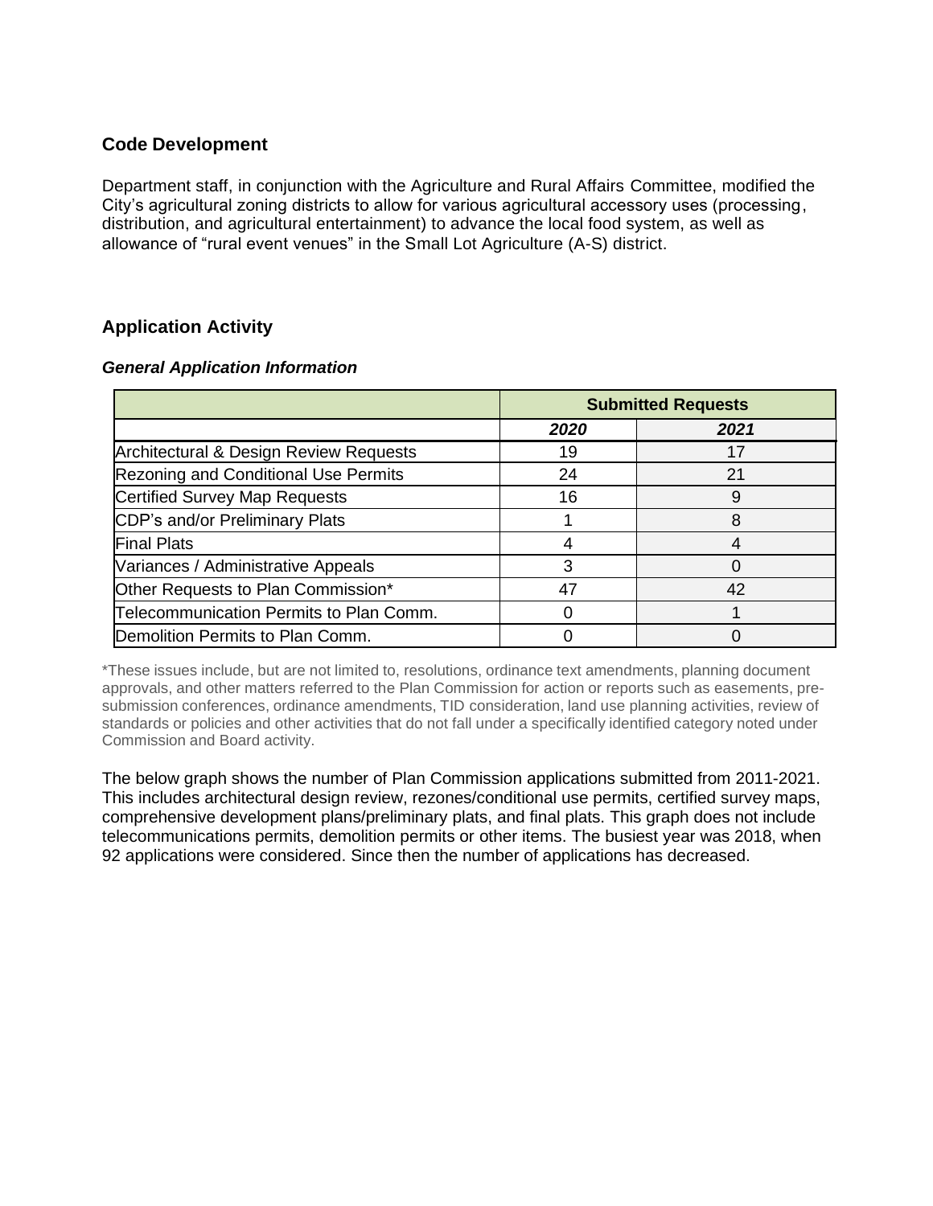## Code Development

Department staff, in conjunction with the Agriculture and Rural Affairs Committee, modified the City's agricultural zoning districts to allow for various agricultural accessory uses (processing, distribution, and agricultural entertainment) to advance the local food system, as well as allowance of "rural event venues" in the Small Lot Agriculture (A-S) district.

## Application Activity

### *General Application Information*

| | Submitted Requests | |
|---|---|---|
| | ***2020*** | ***2021*** |
| Architectural & Design Review Requests | 19 | 17 |
| Rezoning and Conditional Use Permits | 24 | 21 |
| Certified Survey Map Requests | 16 | 9 |
| CDP's and/or Preliminary Plats | 1 | 8 |
| Final Plats | 4 | 4 |
| Variances / Administrative Appeals | 3 | 0 |
| Other Requests to Plan Commission* | 47 | 42 |
| Telecommunication Permits to Plan Comm. | 0 | 1 |
| Demolition Permits to Plan Comm. | 0 | 0 |

*These issues include, but are not limited to, resolutions, ordinance text amendments, planning document approvals, and other matters referred to the Plan Commission for action or reports such as easements, pre-submission conferences, ordinance amendments, TID consideration, land use planning activities, review of standards or policies and other activities that do not fall under a specifically identified category noted under Commission and Board activity.

The below graph shows the number of Plan Commission applications submitted from 2011-2021. This includes architectural design review, rezones/conditional use permits, certified survey maps, comprehensive development plans/preliminary plats, and final plats. This graph does not include telecommunications permits, demolition permits or other items. The busiest year was 2018, when 92 applications were considered. Since then the number of applications has decreased.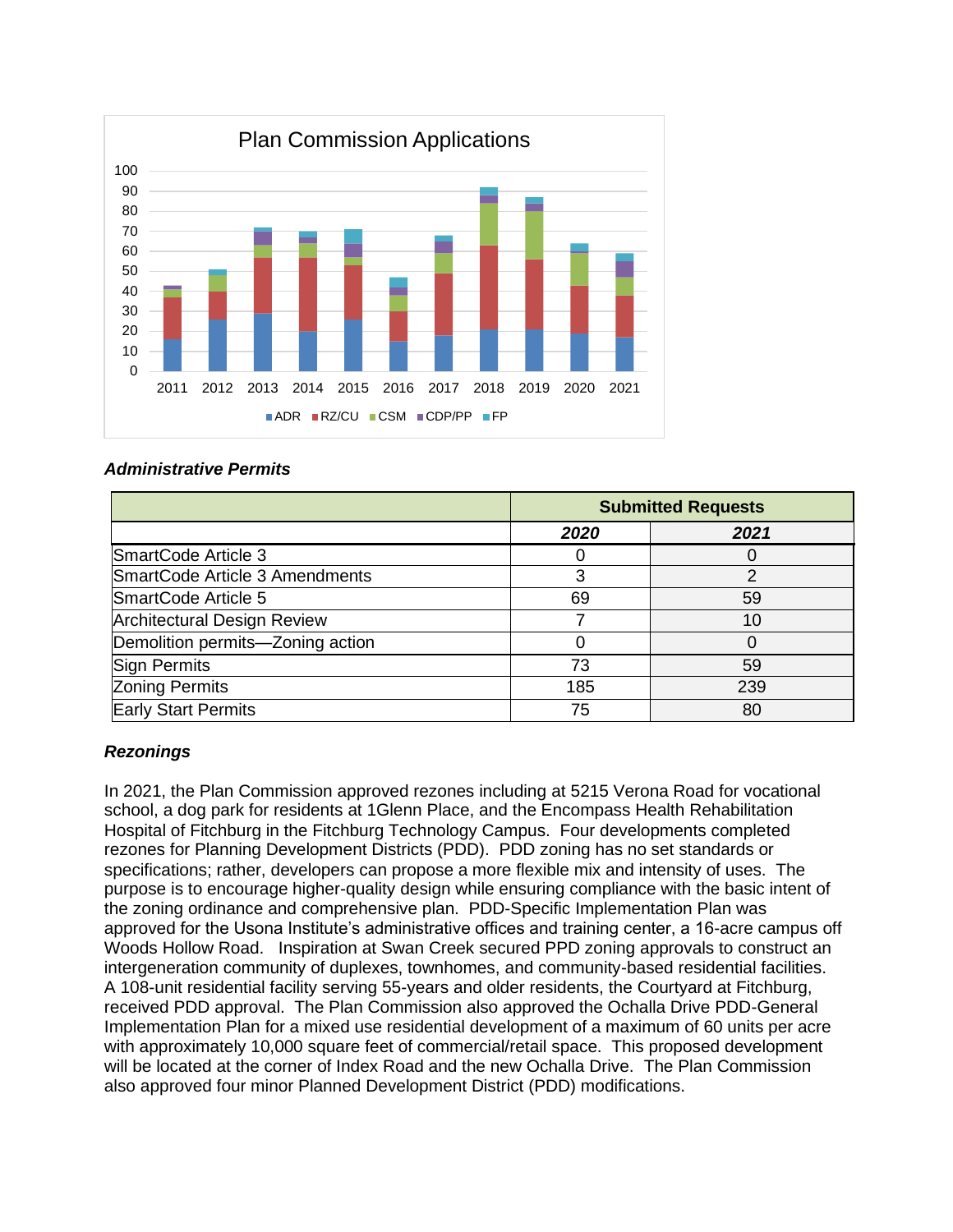Plan Commission Applications

### *Administrative Permits*

| | Submitted Requests | |
|---|---|---|
| | ***2020*** | ***2021*** |
| SmartCode Article 3 | 0 | 0 |
| SmartCode Article 3 Amendments | 3 | 2 |
| SmartCode Article 5 | 69 | 59 |
| Architectural Design Review | 7 | 10 |
| Demolition permits—Zoning action | 0 | 0 |
| Sign Permits | 73 | 59 |
| Zoning Permits | 185 | 239 |
| Early Start Permits | 75 | 80 |

### *Rezonings*

In 2021, the Plan Commission approved rezones including at 5215 Verona Road for vocational school, a dog park for residents at 1Glenn Place, and the Encompass Health Rehabilitation Hospital of Fitchburg in the Fitchburg Technology Campus. Four developments completed rezones for Planning Development Districts (PDD). PDD zoning has no set standards or specifications; rather, developers can propose a more flexible mix and intensity of uses. The purpose is to encourage higher-quality design while ensuring compliance with the basic intent of the zoning ordinance and comprehensive plan. PDD-Specific Implementation Plan was approved for the Usona Institute's administrative offices and training center, a 16-acre campus off Woods Hollow Road. Inspiration at Swan Creek secured PPD zoning approvals to construct an intergeneration community of duplexes, townhomes, and community-based residential facilities. A 108-unit residential facility serving 55-years and older residents, the Courtyard at Fitchburg, received PDD approval. The Plan Commission also approved the Ochalla Drive PDD-General Implementation Plan for a mixed use residential development of a maximum of 60 units per acre with approximately 10,000 square feet of commercial/retail space. This proposed development will be located at the corner of Index Road and the new Ochalla Drive. The Plan Commission also approved four minor Planned Development District (PDD) modifications.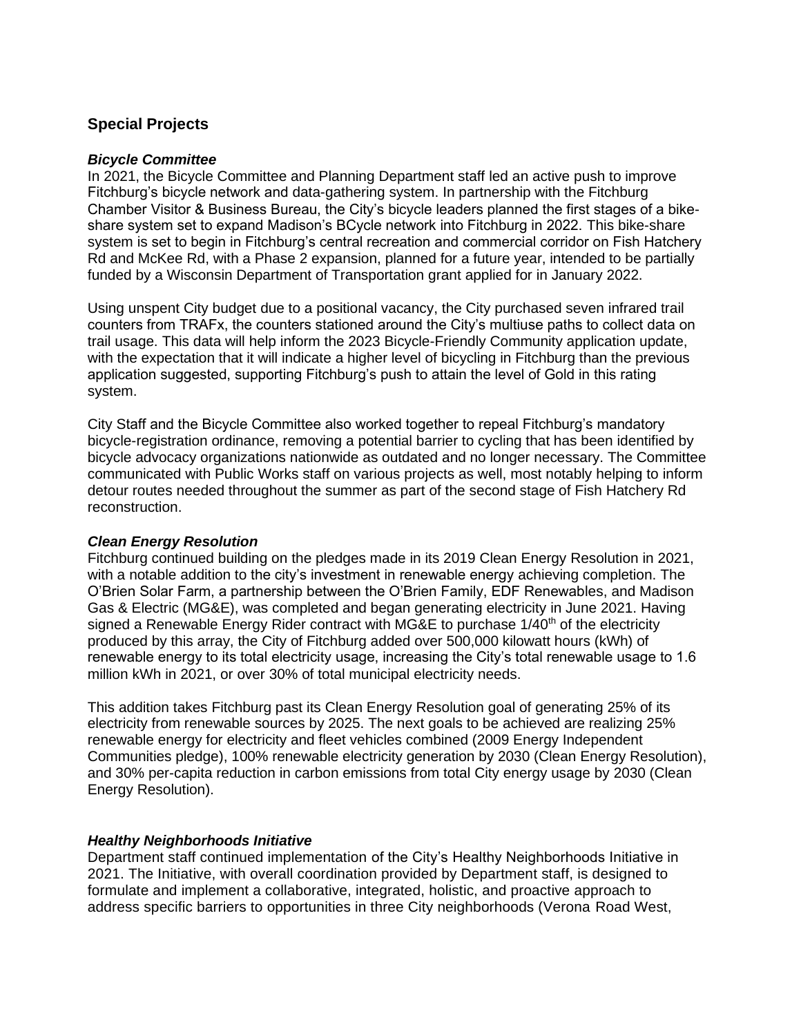## Special Projects

### *Bicycle Committee*

In 2021, the Bicycle Committee and Planning Department staff led an active push to improve Fitchburg's bicycle network and data-gathering system. In partnership with the Fitchburg Chamber Visitor & Business Bureau, the City's bicycle leaders planned the first stages of a bike-share system set to expand Madison's BCycle network into Fitchburg in 2022. This bike-share system is set to begin in Fitchburg's central recreation and commercial corridor on Fish Hatchery Rd and McKee Rd, with a Phase 2 expansion, planned for a future year, intended to be partially funded by a Wisconsin Department of Transportation grant applied for in January 2022.

Using unspent City budget due to a positional vacancy, the City purchased seven infrared trail counters from TRAFx, the counters stationed around the City's multiuse paths to collect data on trail usage. This data will help inform the 2023 Bicycle-Friendly Community application update, with the expectation that it will indicate a higher level of bicycling in Fitchburg than the previous application suggested, supporting Fitchburg's push to attain the level of Gold in this rating system.

City Staff and the Bicycle Committee also worked together to repeal Fitchburg's mandatory bicycle-registration ordinance, removing a potential barrier to cycling that has been identified by bicycle advocacy organizations nationwide as outdated and no longer necessary. The Committee communicated with Public Works staff on various projects as well, most notably helping to inform detour routes needed throughout the summer as part of the second stage of Fish Hatchery Rd reconstruction.

### *Clean Energy Resolution*

Fitchburg continued building on the pledges made in its 2019 Clean Energy Resolution in 2021, with a notable addition to the city's investment in renewable energy achieving completion. The O'Brien Solar Farm, a partnership between the O'Brien Family, EDF Renewables, and Madison Gas & Electric (MG&E), was completed and began generating electricity in June 2021. Having signed a Renewable Energy Rider contract with MG&E to purchase 1/40th of the electricity produced by this array, the City of Fitchburg added over 500,000 kilowatt hours (kWh) of renewable energy to its total electricity usage, increasing the City's total renewable usage to 1.6 million kWh in 2021, or over 30% of total municipal electricity needs.

This addition takes Fitchburg past its Clean Energy Resolution goal of generating 25% of its electricity from renewable sources by 2025. The next goals to be achieved are realizing 25% renewable energy for electricity and fleet vehicles combined (2009 Energy Independent Communities pledge), 100% renewable electricity generation by 2030 (Clean Energy Resolution), and 30% per-capita reduction in carbon emissions from total City energy usage by 2030 (Clean Energy Resolution).

### *Healthy Neighborhoods Initiative*

Department staff continued implementation of the City's Healthy Neighborhoods Initiative in 2021. The Initiative, with overall coordination provided by Department staff, is designed to formulate and implement a collaborative, integrated, holistic, and proactive approach to address specific barriers to opportunities in three City neighborhoods (Verona Road West,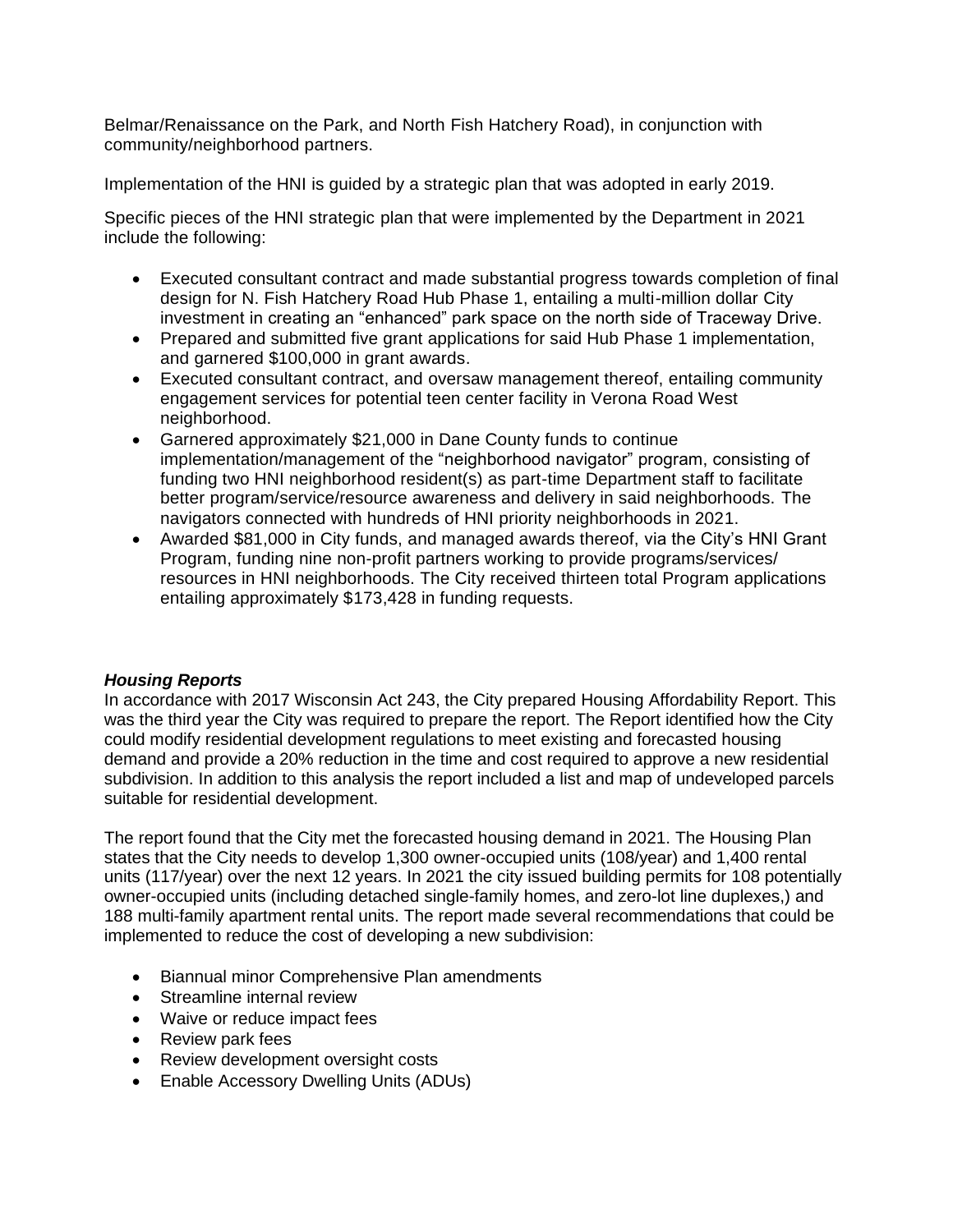Belmar/Renaissance on the Park, and North Fish Hatchery Road), in conjunction with community/neighborhood partners.

Implementation of the HNI is guided by a strategic plan that was adopted in early 2019.

Specific pieces of the HNI strategic plan that were implemented by the Department in 2021 include the following:

- Executed consultant contract and made substantial progress towards completion of final design for N. Fish Hatchery Road Hub Phase 1, entailing a multi-million dollar City investment in creating an "enhanced" park space on the north side of Traceway Drive.
- Prepared and submitted five grant applications for said Hub Phase 1 implementation, and garnered $100,000 in grant awards.
- Executed consultant contract, and oversaw management thereof, entailing community engagement services for potential teen center facility in Verona Road West neighborhood.
- Garnered approximately $21,000 in Dane County funds to continue implementation/management of the "neighborhood navigator" program, consisting of funding two HNI neighborhood resident(s) as part-time Department staff to facilitate better program/service/resource awareness and delivery in said neighborhoods. The navigators connected with hundreds of HNI priority neighborhoods in 2021.
- Awarded $81,000 in City funds, and managed awards thereof, via the City's HNI Grant Program, funding nine non-profit partners working to provide programs/services/ resources in HNI neighborhoods. The City received thirteen total Program applications entailing approximately $173,428 in funding requests.

***Housing Reports***

In accordance with 2017 Wisconsin Act 243, the City prepared Housing Affordability Report. This was the third year the City was required to prepare the report. The Report identified how the City could modify residential development regulations to meet existing and forecasted housing demand and provide a 20% reduction in the time and cost required to approve a new residential subdivision. In addition to this analysis the report included a list and map of undeveloped parcels suitable for residential development.

The report found that the City met the forecasted housing demand in 2021. The Housing Plan states that the City needs to develop 1,300 owner-occupied units (108/year) and 1,400 rental units (117/year) over the next 12 years. In 2021 the city issued building permits for 108 potentially owner-occupied units (including detached single-family homes, and zero-lot line duplexes,) and 188 multi-family apartment rental units. The report made several recommendations that could be implemented to reduce the cost of developing a new subdivision:

- Biannual minor Comprehensive Plan amendments
- Streamline internal review
- Waive or reduce impact fees
- Review park fees
- Review development oversight costs
- Enable Accessory Dwelling Units (ADUs)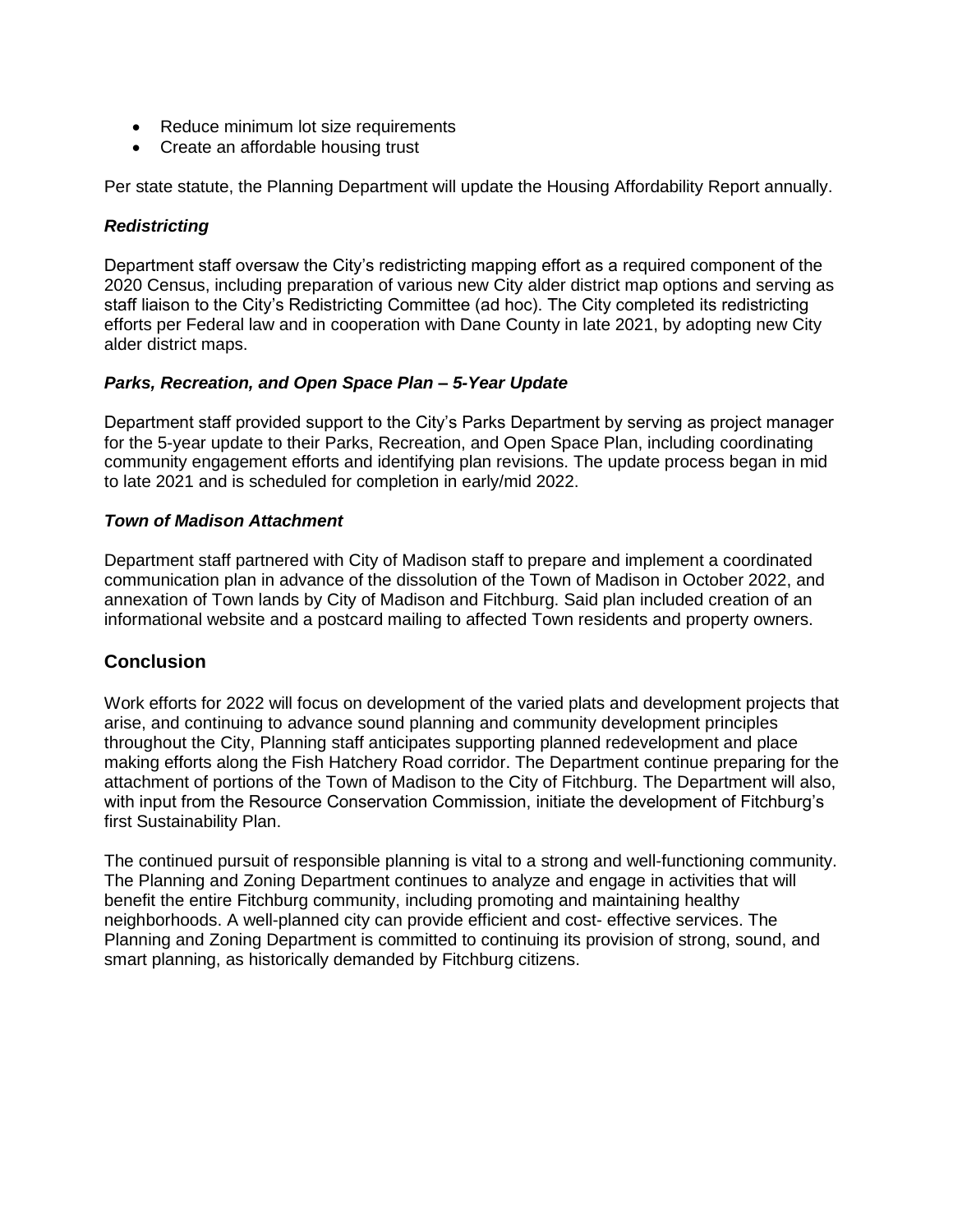- Reduce minimum lot size requirements
- Create an affordable housing trust

Per state statute, the Planning Department will update the Housing Affordability Report annually.

### *Redistricting*

Department staff oversaw the City's redistricting mapping effort as a required component of the 2020 Census, including preparation of various new City alder district map options and serving as staff liaison to the City's Redistricting Committee (ad hoc). The City completed its redistricting efforts per Federal law and in cooperation with Dane County in late 2021, by adopting new City alder district maps.

### *Parks, Recreation, and Open Space Plan – 5-Year Update*

Department staff provided support to the City's Parks Department by serving as project manager for the 5-year update to their Parks, Recreation, and Open Space Plan, including coordinating community engagement efforts and identifying plan revisions. The update process began in mid to late 2021 and is scheduled for completion in early/mid 2022.

### *Town of Madison Attachment*

Department staff partnered with City of Madison staff to prepare and implement a coordinated communication plan in advance of the dissolution of the Town of Madison in October 2022, and annexation of Town lands by City of Madison and Fitchburg. Said plan included creation of an informational website and a postcard mailing to affected Town residents and property owners.

## Conclusion

Work efforts for 2022 will focus on development of the varied plats and development projects that arise, and continuing to advance sound planning and community development principles throughout the City, Planning staff anticipates supporting planned redevelopment and place making efforts along the Fish Hatchery Road corridor. The Department continue preparing for the attachment of portions of the Town of Madison to the City of Fitchburg. The Department will also, with input from the Resource Conservation Commission, initiate the development of Fitchburg's first Sustainability Plan.

The continued pursuit of responsible planning is vital to a strong and well-functioning community. The Planning and Zoning Department continues to analyze and engage in activities that will benefit the entire Fitchburg community, including promoting and maintaining healthy neighborhoods. A well-planned city can provide efficient and cost- effective services. The Planning and Zoning Department is committed to continuing its provision of strong, sound, and smart planning, as historically demanded by Fitchburg citizens.